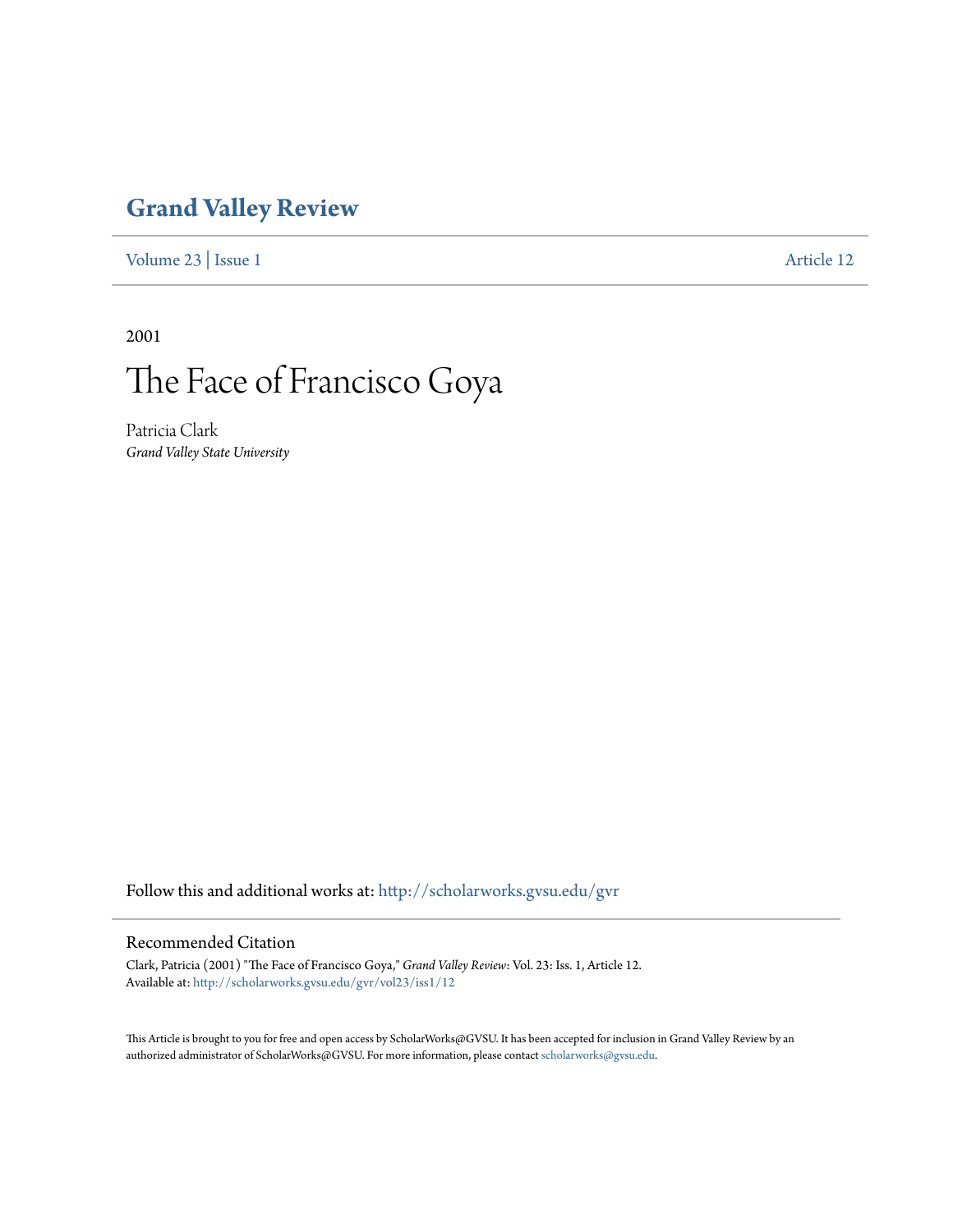# Grand Valley Review

Volume 23 | Issue 1 Article 12

2001

# The Face of Francisco Goya

Patricia Clark
*Grand Valley State University*

Follow this and additional works at: http://scholarworks.gvsu.edu/gvr

## Recommended Citation

Clark, Patricia (2001) "The Face of Francisco Goya," *Grand Valley Review*: Vol. 23: Iss. 1, Article 12.
Available at: http://scholarworks.gvsu.edu/gvr/vol23/iss1/12

This Article is brought to you for free and open access by ScholarWorks@GVSU. It has been accepted for inclusion in Grand Valley Review by an authorized administrator of ScholarWorks@GVSU. For more information, please contact scholarworks@gvsu.edu.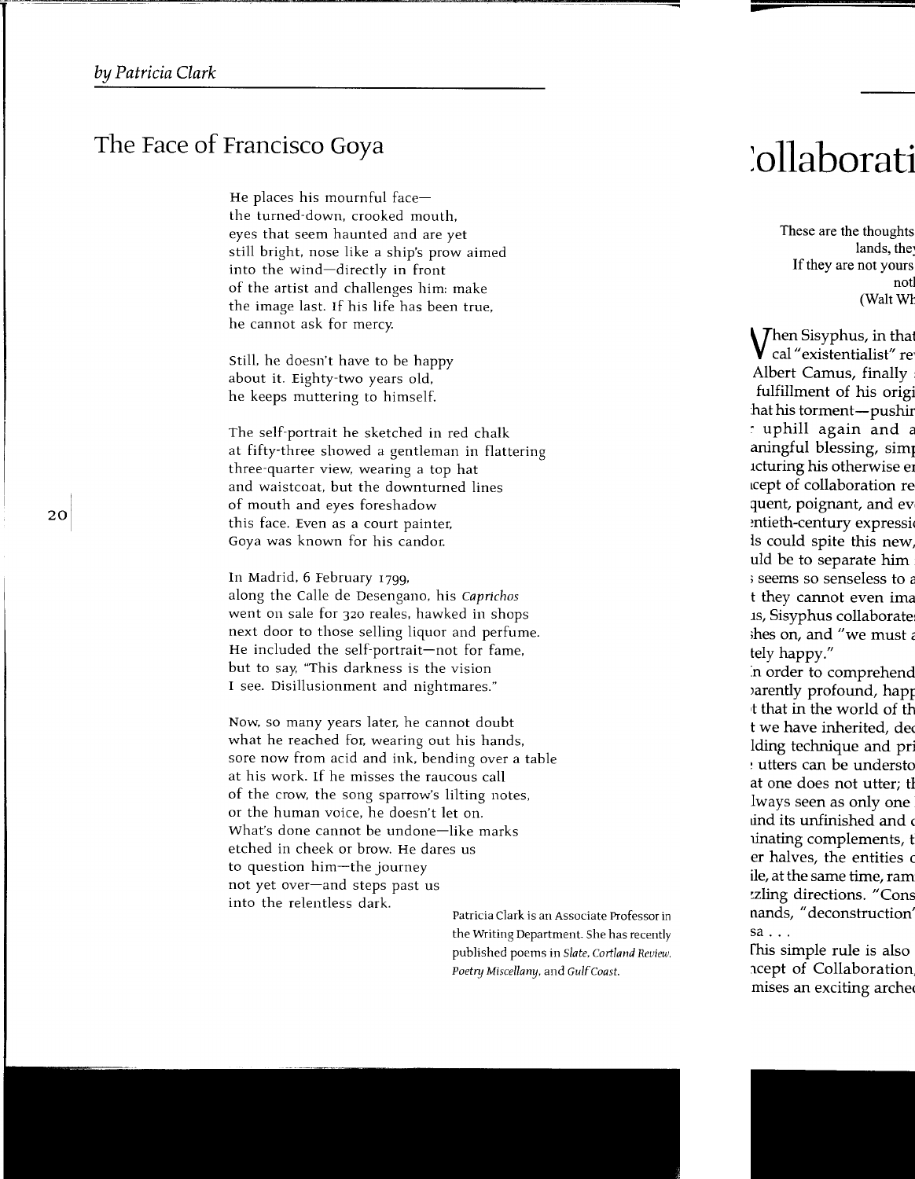*by Patricia Clark*

# The Face of Francisco Goya

He places his mournful face—
the turned-down, crooked mouth,
eyes that seem haunted and are yet
still bright, nose like a ship's prow aimed
into the wind—directly in front
of the artist and challenges him: make
the image last. If his life has been true,
he cannot ask for mercy.

Still, he doesn't have to be happy
about it. Eighty-two years old,
he keeps muttering to himself.

The self-portrait he sketched in red chalk
at fifty-three showed a gentleman in flattering
three-quarter view, wearing a top hat
and waistcoat, but the downturned lines
of mouth and eyes foreshadow
this face. Even as a court painter,
Goya was known for his candor.

In Madrid, 6 February 1799,
along the Calle de Desengano, his *Caprichos*
went on sale for 320 reales, hawked in shops
next door to those selling liquor and perfume.
He included the self-portrait—not for fame,
but to say, "This darkness is the vision
I see. Disillusionment and nightmares."

Now, so many years later, he cannot doubt
what he reached for, wearing out his hands,
sore now from acid and ink, bending over a table
at his work. If he misses the raucous call
of the crow, the song sparrow's lilting notes,
or the human voice, he doesn't let on.
What's done cannot be undone—like marks
etched in cheek or brow. He dares us
to question him—the journey
not yet over—and steps past us
into the relentless dark.

Patricia Clark is an Associate Professor in the Writing Department. She has recently published poems in *Slate*, *Cortland Review*, *Poetry Miscellany*, and *Gulf Coast*.